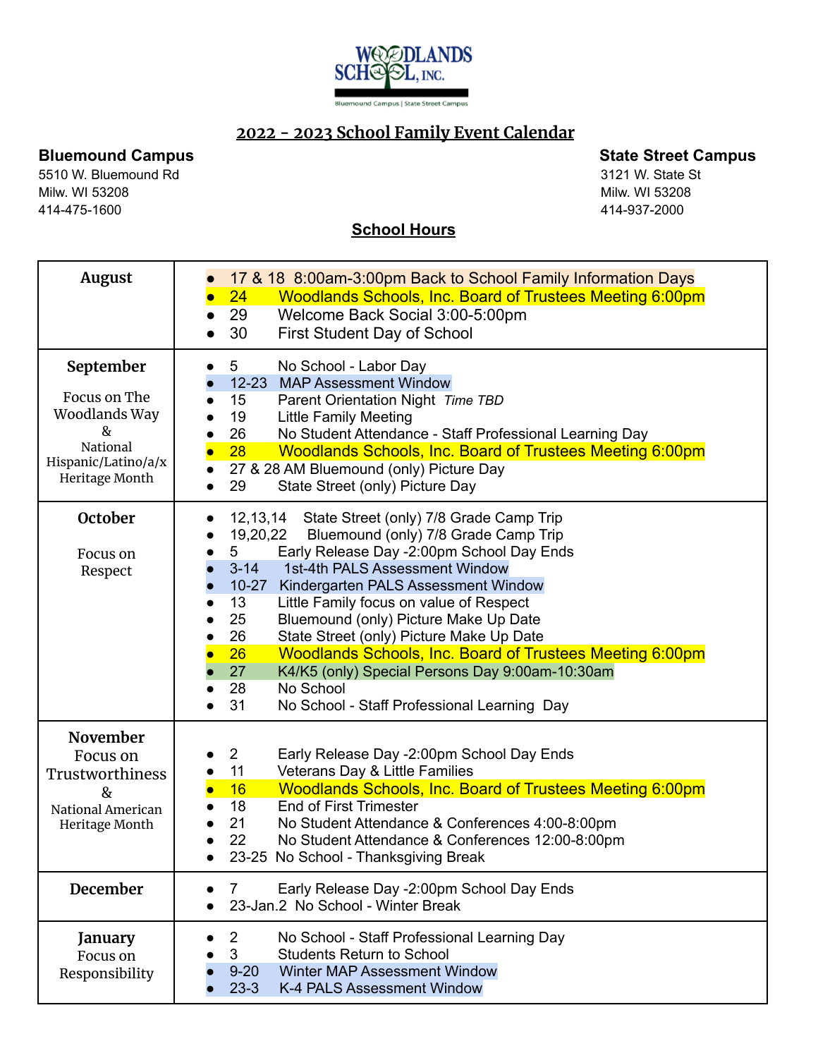WOODLANDS SCHOOL, INC.

Bluemound Campus | State Street Campus

# 2022 - 2023 School Family Event Calendar

**Bluemound Campus**
5510 W. Bluemound Rd
Milw. WI 53208
414-475-1600

**State Street Campus**
3121 W. State St
Milw. WI 53208
414-937-2000

## School Hours

| Month | Events |
|---|---|
| **August** | • 17 & 18 8:00am-3:00pm Back to School Family Information Days<br>• 24 Woodlands Schools, Inc. Board of Trustees Meeting 6:00pm<br>• 29 Welcome Back Social 3:00-5:00pm<br>• 30 First Student Day of School |
| **September**<br><br>Focus on The Woodlands Way & National Hispanic/Latino/a/x Heritage Month | • 5 No School - Labor Day<br>• 12-23 MAP Assessment Window<br>• 15 Parent Orientation Night *Time TBD*<br>• 19 Little Family Meeting<br>• 26 No Student Attendance - Staff Professional Learning Day<br>• 28 Woodlands Schools, Inc. Board of Trustees Meeting 6:00pm<br>• 27 & 28 AM Bluemound (only) Picture Day<br>• 29 State Street (only) Picture Day |
| **October**<br><br>Focus on Respect | • 12,13,14 State Street (only) 7/8 Grade Camp Trip<br>• 19,20,22 Bluemound (only) 7/8 Grade Camp Trip<br>• 5 Early Release Day -2:00pm School Day Ends<br>• 3-14 1st-4th PALS Assessment Window<br>• 10-27 Kindergarten PALS Assessment Window<br>• 13 Little Family focus on value of Respect<br>• 25 Bluemound (only) Picture Make Up Date<br>• 26 State Street (only) Picture Make Up Date<br>• 26 Woodlands Schools, Inc. Board of Trustees Meeting 6:00pm<br>• 27 K4/K5 (only) Special Persons Day 9:00am-10:30am<br>• 28 No School<br>• 31 No School - Staff Professional Learning Day |
| **November**<br>Focus on Trustworthiness & National American Heritage Month | • 2 Early Release Day -2:00pm School Day Ends<br>• 11 Veterans Day & Little Families<br>• 16 Woodlands Schools, Inc. Board of Trustees Meeting 6:00pm<br>• 18 End of First Trimester<br>• 21 No Student Attendance & Conferences 4:00-8:00pm<br>• 22 No Student Attendance & Conferences 12:00-8:00pm<br>• 23-25 No School - Thanksgiving Break |
| **December** | • 7 Early Release Day -2:00pm School Day Ends<br>• 23-Jan.2 No School - Winter Break |
| **January**<br>Focus on Responsibility | • 2 No School - Staff Professional Learning Day<br>• 3 Students Return to School<br>• 9-20 Winter MAP Assessment Window<br>• 23-3 K-4 PALS Assessment Window |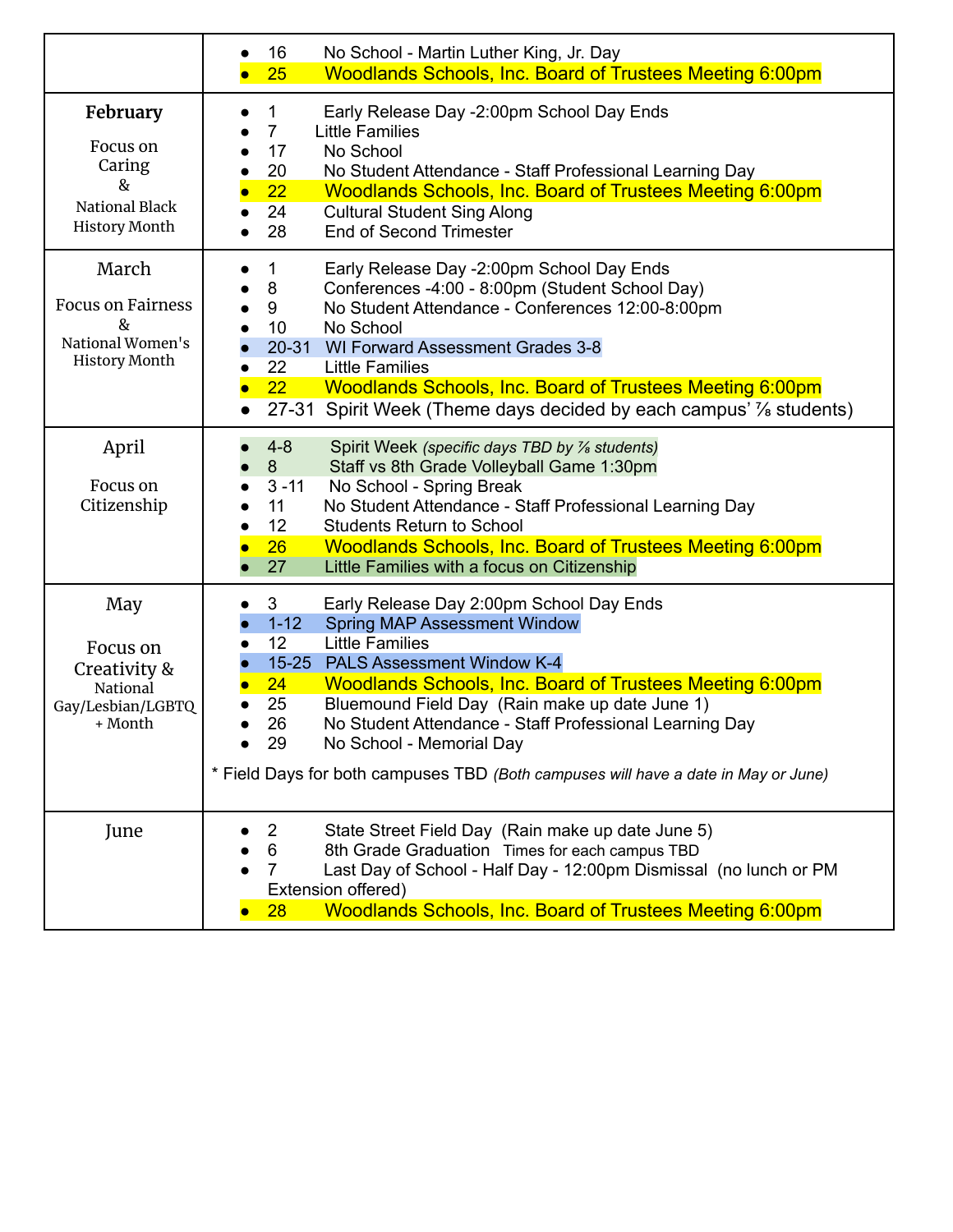| | |
|---|---|
| | • 16 No School - Martin Luther King, Jr. Day<br>• 25 Woodlands Schools, Inc. Board of Trustees Meeting 6:00pm |
| **February**<br><br>Focus on Caring & National Black History Month | • 1 Early Release Day -2:00pm School Day Ends<br>• 7 Little Families<br>• 17 No School<br>• 20 No Student Attendance - Staff Professional Learning Day<br>• 22 Woodlands Schools, Inc. Board of Trustees Meeting 6:00pm<br>• 24 Cultural Student Sing Along<br>• 28 End of Second Trimester |
| March<br><br>Focus on Fairness & National Women's History Month | • 1 Early Release Day -2:00pm School Day Ends<br>• 8 Conferences -4:00 - 8:00pm (Student School Day)<br>• 9 No Student Attendance - Conferences 12:00-8:00pm<br>• 10 No School<br>• 20-31 WI Forward Assessment Grades 3-8<br>• 22 Little Families<br>• 22 Woodlands Schools, Inc. Board of Trustees Meeting 6:00pm<br>• 27-31 Spirit Week (Theme days decided by each campus' ⅞ students) |
| April<br><br>Focus on Citizenship | • 4-8 Spirit Week *(specific days TBD by ⅞ students)*<br>• 8 Staff vs 8th Grade Volleyball Game 1:30pm<br>• 3 -11 No School - Spring Break<br>• 11 No Student Attendance - Staff Professional Learning Day<br>• 12 Students Return to School<br>• 26 Woodlands Schools, Inc. Board of Trustees Meeting 6:00pm<br>• 27 Little Families with a focus on Citizenship |
| May<br><br>Focus on Creativity & National Gay/Lesbian/LGBTQ + Month | • 3 Early Release Day 2:00pm School Day Ends<br>• 1-12 Spring MAP Assessment Window<br>• 12 Little Families<br>• 15-25 PALS Assessment Window K-4<br>• 24 Woodlands Schools, Inc. Board of Trustees Meeting 6:00pm<br>• 25 Bluemound Field Day (Rain make up date June 1)<br>• 26 No Student Attendance - Staff Professional Learning Day<br>• 29 No School - Memorial Day<br><br>* Field Days for both campuses TBD *(Both campuses will have a date in May or June)* |
| June | • 2 State Street Field Day (Rain make up date June 5)<br>• 6 8th Grade Graduation Times for each campus TBD<br>• 7 Last Day of School - Half Day - 12:00pm Dismissal (no lunch or PM Extension offered)<br>• 28 Woodlands Schools, Inc. Board of Trustees Meeting 6:00pm |